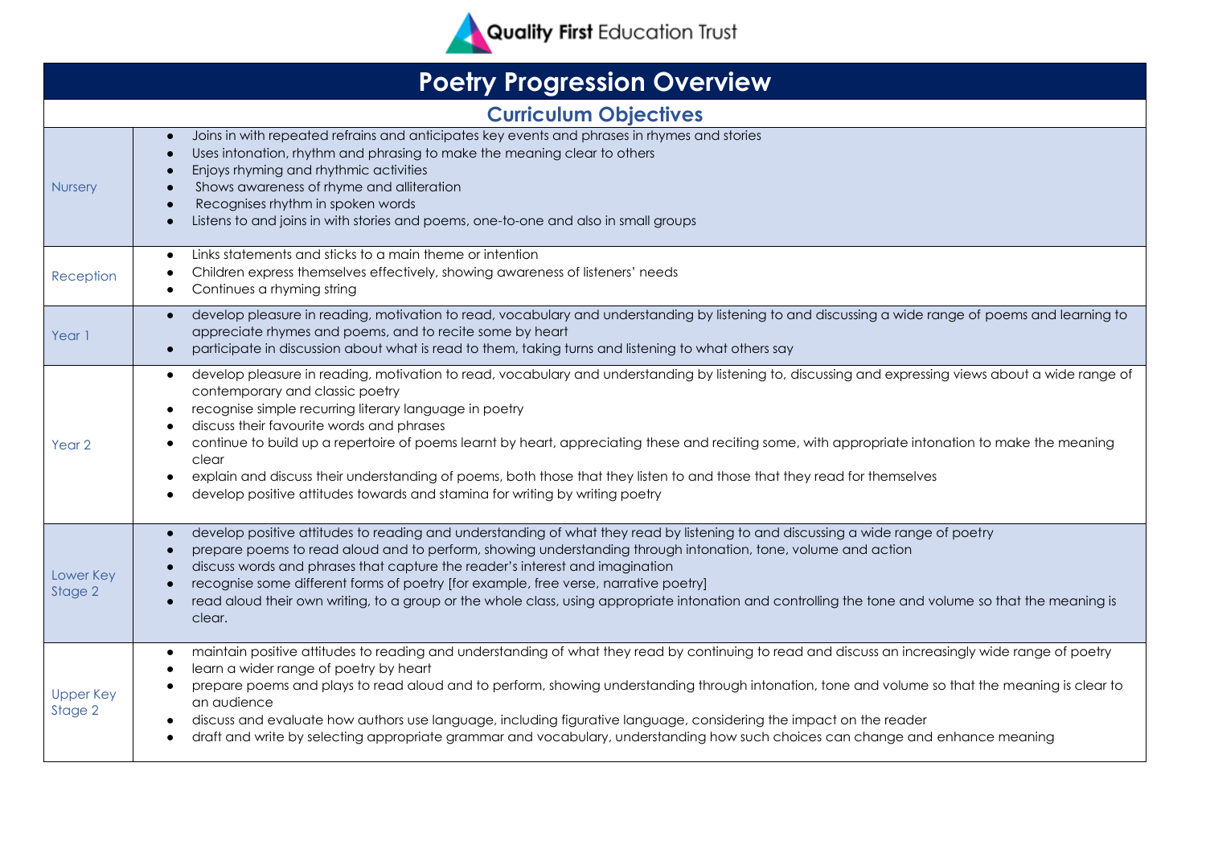Quality First Education Trust

# Poetry Progression Overview

## Curriculum Objectives

| | |
|---|---|
| Nursery | • Joins in with repeated refrains and anticipates key events and phrases in rhymes and stories<br>• Uses intonation, rhythm and phrasing to make the meaning clear to others<br>• Enjoys rhyming and rhythmic activities<br>• Shows awareness of rhyme and alliteration<br>• Recognises rhythm in spoken words<br>• Listens to and joins in with stories and poems, one-to-one and also in small groups |
| Reception | • Links statements and sticks to a main theme or intention<br>• Children express themselves effectively, showing awareness of listeners' needs<br>• Continues a rhyming string |
| Year 1 | • develop pleasure in reading, motivation to read, vocabulary and understanding by listening to and discussing a wide range of poems and learning to appreciate rhymes and poems, and to recite some by heart<br>• participate in discussion about what is read to them, taking turns and listening to what others say |
| Year 2 | • develop pleasure in reading, motivation to read, vocabulary and understanding by listening to, discussing and expressing views about a wide range of contemporary and classic poetry<br>• recognise simple recurring literary language in poetry<br>• discuss their favourite words and phrases<br>• continue to build up a repertoire of poems learnt by heart, appreciating these and reciting some, with appropriate intonation to make the meaning clear<br>• explain and discuss their understanding of poems, both those that they listen to and those that they read for themselves<br>• develop positive attitudes towards and stamina for writing by writing poetry |
| Lower Key Stage 2 | • develop positive attitudes to reading and understanding of what they read by listening to and discussing a wide range of poetry<br>• prepare poems to read aloud and to perform, showing understanding through intonation, tone, volume and action<br>• discuss words and phrases that capture the reader's interest and imagination<br>• recognise some different forms of poetry [for example, free verse, narrative poetry]<br>• read aloud their own writing, to a group or the whole class, using appropriate intonation and controlling the tone and volume so that the meaning is clear. |
| Upper Key Stage 2 | • maintain positive attitudes to reading and understanding of what they read by continuing to read and discuss an increasingly wide range of poetry<br>• learn a wider range of poetry by heart<br>• prepare poems and plays to read aloud and to perform, showing understanding through intonation, tone and volume so that the meaning is clear to an audience<br>• discuss and evaluate how authors use language, including figurative language, considering the impact on the reader<br>• draft and write by selecting appropriate grammar and vocabulary, understanding how such choices can change and enhance meaning |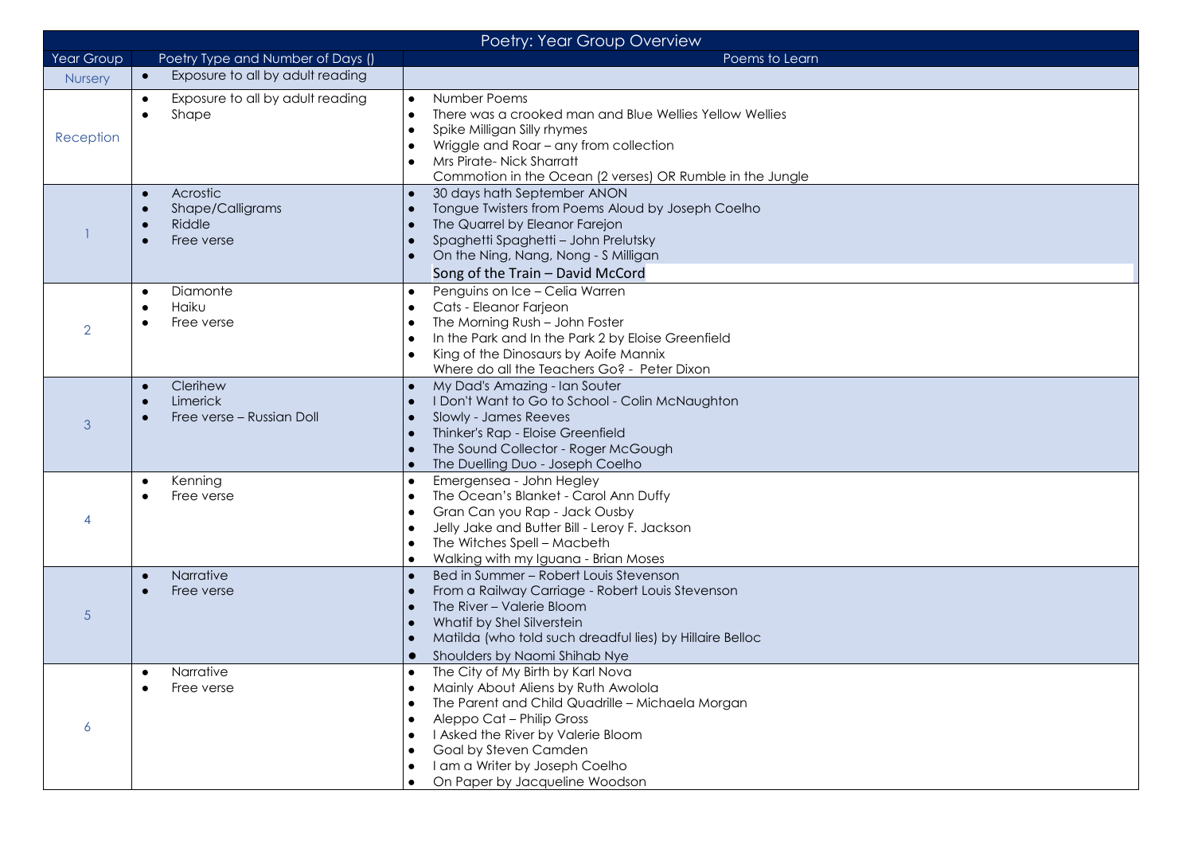| Poetry: Year Group Overview | | |
|---|---|---|
| Year Group | Poetry Type and Number of Days () | Poems to Learn |
| Nursery | • Exposure to all by adult reading | |
| Reception | • Exposure to all by adult reading<br>• Shape | • Number Poems<br>• There was a crooked man and Blue Wellies Yellow Wellies<br>• Spike Milligan Silly rhymes<br>• Wriggle and Roar – any from collection<br>• Mrs Pirate- Nick Sharratt<br>Commotion in the Ocean (2 verses) OR Rumble in the Jungle |
| 1 | • Acrostic<br>• Shape/Calligrams<br>• Riddle<br>• Free verse | • 30 days hath September ANON<br>• Tongue Twisters from Poems Aloud by Joseph Coelho<br>• The Quarrel by Eleanor Farejon<br>• Spaghetti Spaghetti – John Prelutsky<br>• On the Ning, Nang, Nong - S Milligan<br>Song of the Train – David McCord |
| 2 | • Diamonte<br>• Haiku<br>• Free verse | • Penguins on Ice – Celia Warren<br>• Cats - Eleanor Farjeon<br>• The Morning Rush – John Foster<br>• In the Park and In the Park 2 by Eloise Greenfield<br>• King of the Dinosaurs by Aoife Mannix<br>Where do all the Teachers Go? - Peter Dixon |
| 3 | • Clerihew<br>• Limerick<br>• Free verse – Russian Doll | • My Dad's Amazing - Ian Souter<br>• I Don't Want to Go to School - Colin McNaughton<br>• Slowly - James Reeves<br>• Thinker's Rap - Eloise Greenfield<br>• The Sound Collector - Roger McGough<br>• The Duelling Duo - Joseph Coelho |
| 4 | • Kenning<br>• Free verse | • Emergensea - John Hegley<br>• The Ocean's Blanket - Carol Ann Duffy<br>• Gran Can you Rap - Jack Ousby<br>• Jelly Jake and Butter Bill - Leroy F. Jackson<br>• The Witches Spell – Macbeth<br>• Walking with my Iguana - Brian Moses |
| 5 | • Narrative<br>• Free verse | • Bed in Summer – Robert Louis Stevenson<br>• From a Railway Carriage - Robert Louis Stevenson<br>• The River – Valerie Bloom<br>• Whatif by Shel Silverstein<br>• Matilda (who told such dreadful lies) by Hillaire Belloc<br>• Shoulders by Naomi Shihab Nye |
| 6 | • Narrative<br>• Free verse | • The City of My Birth by Karl Nova<br>• Mainly About Aliens by Ruth Awolola<br>• The Parent and Child Quadrille – Michaela Morgan<br>• Aleppo Cat – Philip Gross<br>• I Asked the River by Valerie Bloom<br>• Goal by Steven Camden<br>• I am a Writer by Joseph Coelho<br>• On Paper by Jacqueline Woodson |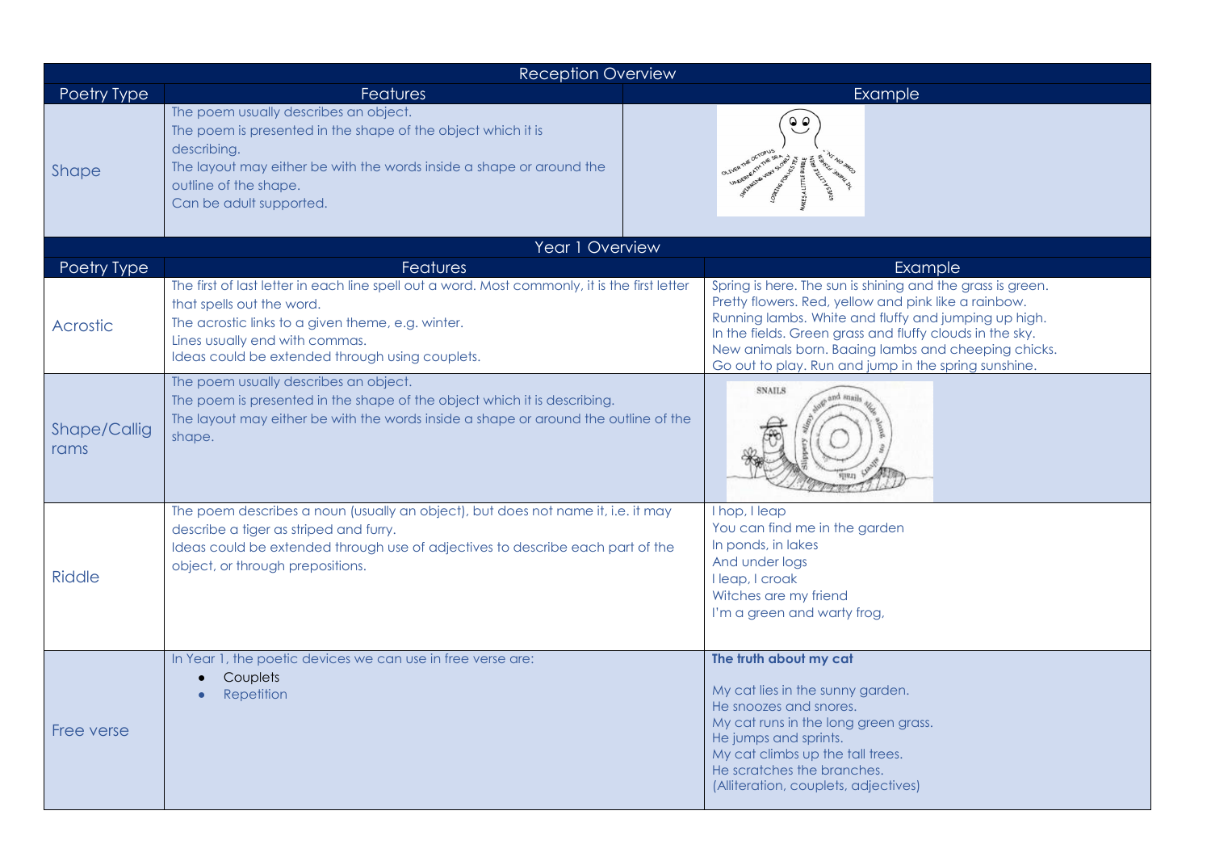| Reception Overview | | |
|---|---|---|
| Poetry Type | Features | Example |
| Shape | The poem usually describes an object.<br>The poem is presented in the shape of the object which it is describing.<br>The layout may either be with the words inside a shape or around the outline of the shape.<br>Can be adult supported. | |

| Year 1 Overview | | |
|---|---|---|
| Poetry Type | Features | Example |
| Acrostic | The first of last letter in each line spell out a word. Most commonly, it is the first letter that spells out the word.<br>The acrostic links to a given theme, e.g. winter.<br>Lines usually end with commas.<br>Ideas could be extended through using couplets. | Spring is here. The sun is shining and the grass is green.<br>Pretty flowers. Red, yellow and pink like a rainbow.<br>Running lambs. White and fluffy and jumping up high.<br>In the fields. Green grass and fluffy clouds in the sky.<br>New animals born. Baaing lambs and cheeping chicks.<br>Go out to play. Run and jump in the spring sunshine. |
| Shape/Calligrams | The poem usually describes an object.<br>The poem is presented in the shape of the object which it is describing.<br>The layout may either be with the words inside a shape or around the outline of the shape. | |
| Riddle | The poem describes a noun (usually an object), but does not name it, i.e. it may describe a tiger as striped and furry.<br>Ideas could be extended through use of adjectives to describe each part of the object, or through prepositions. | I hop, I leap<br>You can find me in the garden<br>In ponds, in lakes<br>And under logs<br>I leap, I croak<br>Witches are my friend<br>I'm a green and warty frog, |
| Free verse | In Year 1, the poetic devices we can use in free verse are:<br>• Couplets<br>• Repetition | **The truth about my cat**<br><br>My cat lies in the sunny garden.<br>He snoozes and snores.<br>My cat runs in the long green grass.<br>He jumps and sprints.<br>My cat climbs up the tall trees.<br>He scratches the branches.<br>(Alliteration, couplets, adjectives) |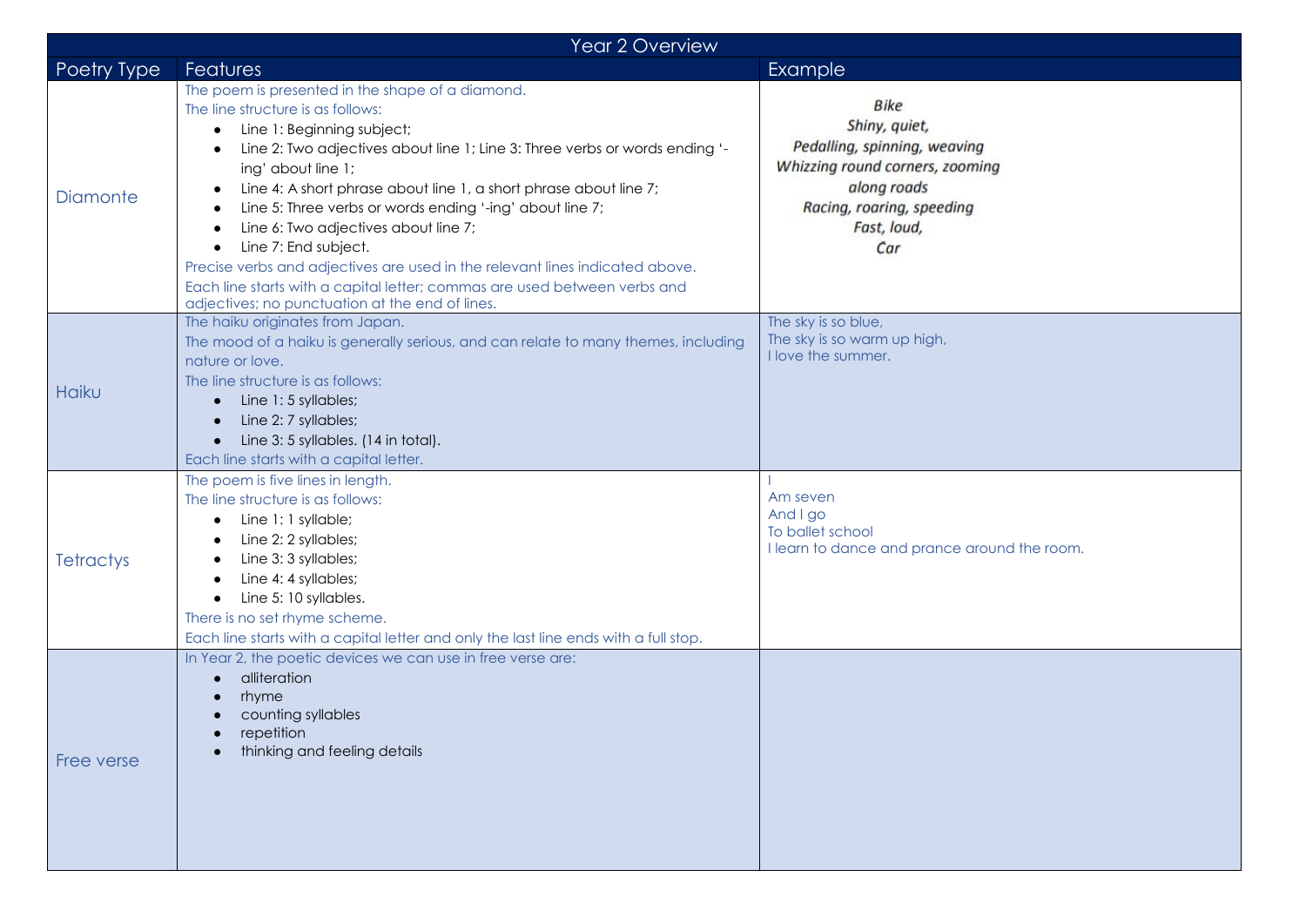| Year 2 Overview | | |
|---|---|---|
| Poetry Type | Features | Example |
| Diamonte | The poem is presented in the shape of a diamond.<br>The line structure is as follows:<br>• Line 1: Beginning subject;<br>• Line 2: Two adjectives about line 1; Line 3: Three verbs or words ending '-ing' about line 1;<br>• Line 4: A short phrase about line 1, a short phrase about line 7;<br>• Line 5: Three verbs or words ending '-ing' about line 7;<br>• Line 6: Two adjectives about line 7;<br>• Line 7: End subject.<br>Precise verbs and adjectives are used in the relevant lines indicated above.<br>Each line starts with a capital letter; commas are used between verbs and adjectives; no punctuation at the end of lines. | *Bike*<br>*Shiny, quiet,*<br>*Pedalling, spinning, weaving*<br>*Whizzing round corners, zooming along roads*<br>*Racing, roaring, speeding*<br>*Fast, loud,*<br>*Car* |
| Haiku | The haiku originates from Japan.<br>The mood of a haiku is generally serious, and can relate to many themes, including nature or love.<br>The line structure is as follows:<br>• Line 1: 5 syllables;<br>• Line 2: 7 syllables;<br>• Line 3: 5 syllables. (14 in total).<br>Each line starts with a capital letter. | The sky is so blue,<br>The sky is so warm up high,<br>I love the summer. |
| Tetractys | The poem is five lines in length.<br>The line structure is as follows:<br>• Line 1: 1 syllable;<br>• Line 2: 2 syllables;<br>• Line 3: 3 syllables;<br>• Line 4: 4 syllables;<br>• Line 5: 10 syllables.<br>There is no set rhyme scheme.<br>Each line starts with a capital letter and only the last line ends with a full stop. | I<br>Am seven<br>And I go<br>To ballet school<br>I learn to dance and prance around the room. |
| Free verse | In Year 2, the poetic devices we can use in free verse are:<br>• alliteration<br>• rhyme<br>• counting syllables<br>• repetition<br>• thinking and feeling details | |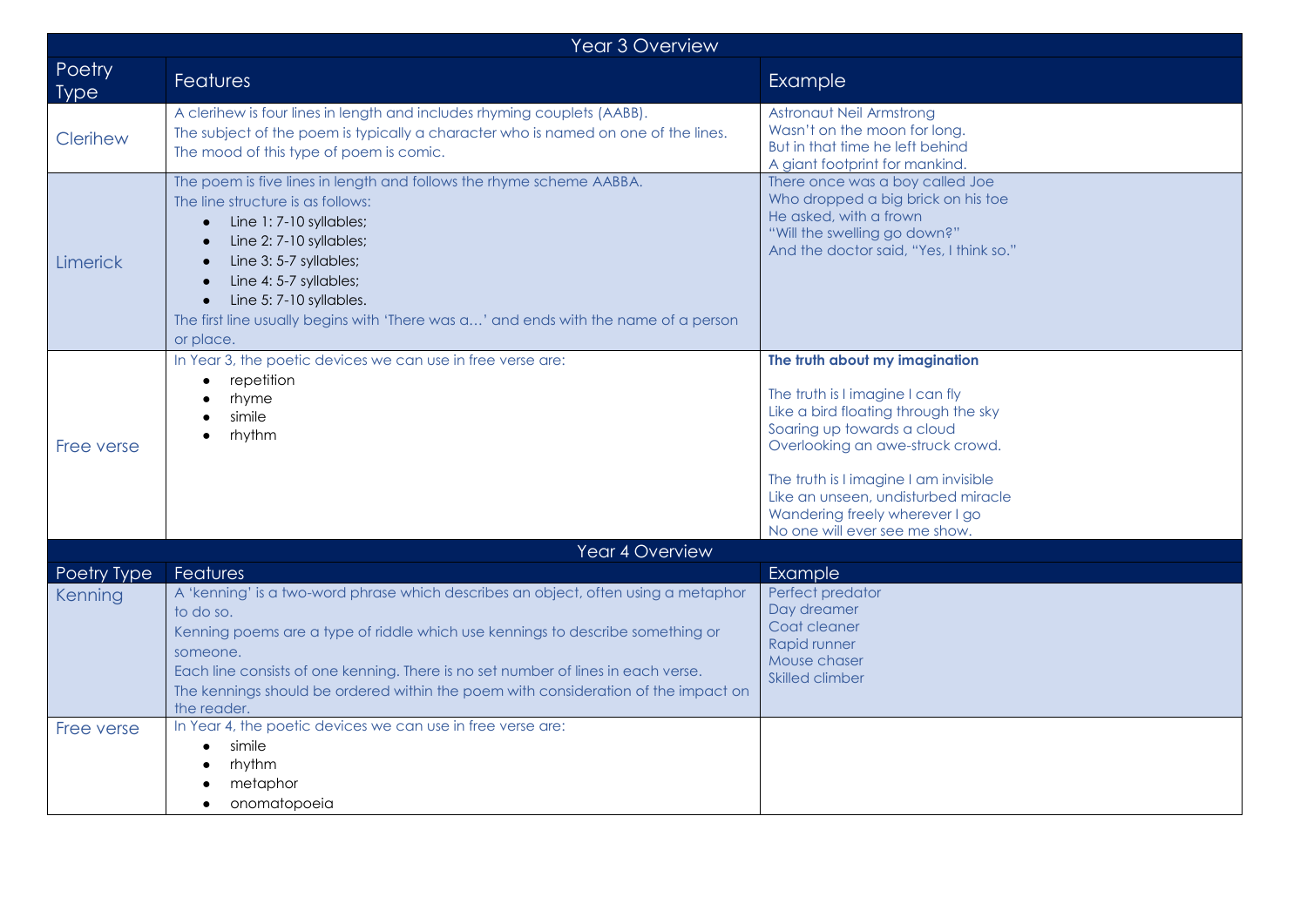| Year 3 Overview | | |
|---|---|---|
| Poetry Type | Features | Example |
| Clerihew | A clerihew is four lines in length and includes rhyming couplets (AABB).<br>The subject of the poem is typically a character who is named on one of the lines.<br>The mood of this type of poem is comic. | Astronaut Neil Armstrong<br>Wasn't on the moon for long.<br>But in that time he left behind<br>A giant footprint for mankind. |
| Limerick | The poem is five lines in length and follows the rhyme scheme AABBA.<br>The line structure is as follows:<br>• Line 1: 7-10 syllables;<br>• Line 2: 7-10 syllables;<br>• Line 3: 5-7 syllables;<br>• Line 4: 5-7 syllables;<br>• Line 5: 7-10 syllables.<br>The first line usually begins with 'There was a…' and ends with the name of a person or place. | There once was a boy called Joe<br>Who dropped a big brick on his toe<br>He asked, with a frown<br>"Will the swelling go down?"<br>And the doctor said, "Yes, I think so." |
| Free verse | In Year 3, the poetic devices we can use in free verse are:<br>• repetition<br>• rhyme<br>• simile<br>• rhythm | **The truth about my imagination**<br><br>The truth is I imagine I can fly<br>Like a bird floating through the sky<br>Soaring up towards a cloud<br>Overlooking an awe-struck crowd.<br><br>The truth is I imagine I am invisible<br>Like an unseen, undisturbed miracle<br>Wandering freely wherever I go<br>No one will ever see me show. |

| Year 4 Overview | | |
|---|---|---|
| Poetry Type | Features | Example |
| Kenning | A 'kenning' is a two-word phrase which describes an object, often using a metaphor to do so.<br>Kenning poems are a type of riddle which use kennings to describe something or someone.<br>Each line consists of one kenning. There is no set number of lines in each verse.<br>The kennings should be ordered within the poem with consideration of the impact on the reader. | Perfect predator<br>Day dreamer<br>Coat cleaner<br>Rapid runner<br>Mouse chaser<br>Skilled climber |
| Free verse | In Year 4, the poetic devices we can use in free verse are:<br>• simile<br>• rhythm<br>• metaphor<br>• onomatopoeia | |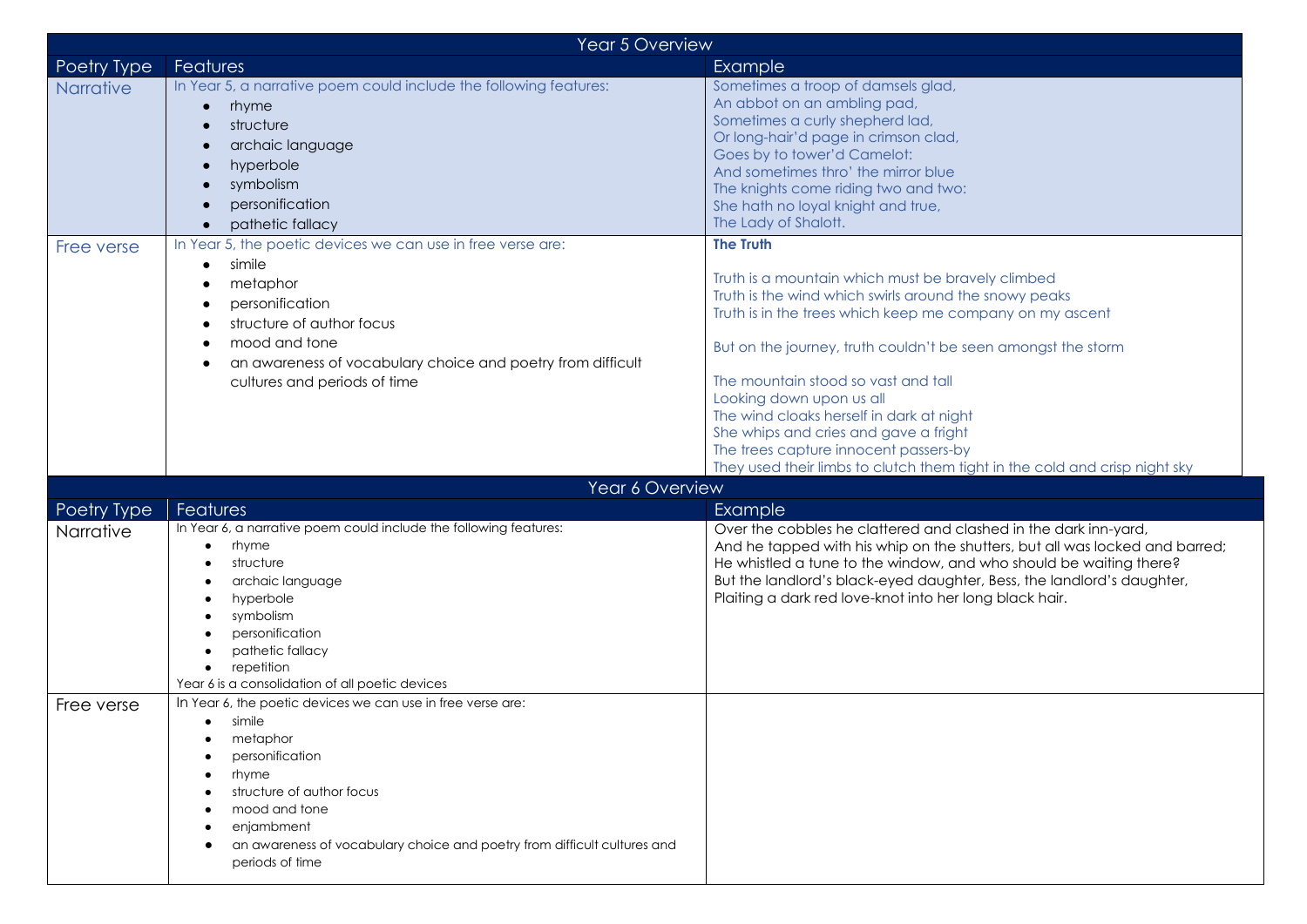## Year 5 Overview

| Poetry Type | Features | Example |
|---|---|---|
| Narrative | In Year 5, a narrative poem could include the following features:<br>• rhyme<br>• structure<br>• archaic language<br>• hyperbole<br>• symbolism<br>• personification<br>• pathetic fallacy | Sometimes a troop of damsels glad,<br>An abbot on an ambling pad,<br>Sometimes a curly shepherd lad,<br>Or long-hair'd page in crimson clad,<br>Goes by to tower'd Camelot:<br>And sometimes thro' the mirror blue<br>The knights come riding two and two:<br>She hath no loyal knight and true,<br>The Lady of Shalott. |
| Free verse | In Year 5, the poetic devices we can use in free verse are:<br>• simile<br>• metaphor<br>• personification<br>• structure of author focus<br>• mood and tone<br>• an awareness of vocabulary choice and poetry from difficult cultures and periods of time | **The Truth**<br><br>Truth is a mountain which must be bravely climbed<br>Truth is the wind which swirls around the snowy peaks<br>Truth is in the trees which keep me company on my ascent<br><br>But on the journey, truth couldn't be seen amongst the storm<br><br>The mountain stood so vast and tall<br>Looking down upon us all<br>The wind cloaks herself in dark at night<br>She whips and cries and gave a fright<br>The trees capture innocent passers-by<br>They used their limbs to clutch them tight in the cold and crisp night sky |

## Year 6 Overview

| Poetry Type | Features | Example |
|---|---|---|
| Narrative | In Year 6, a narrative poem could include the following features:<br>• rhyme<br>• structure<br>• archaic language<br>• hyperbole<br>• symbolism<br>• personification<br>• pathetic fallacy<br>• repetition<br>Year 6 is a consolidation of all poetic devices | Over the cobbles he clattered and clashed in the dark inn-yard,<br>And he tapped with his whip on the shutters, but all was locked and barred;<br>He whistled a tune to the window, and who should be waiting there?<br>But the landlord's black-eyed daughter, Bess, the landlord's daughter,<br>Plaiting a dark red love-knot into her long black hair. |
| Free verse | In Year 6, the poetic devices we can use in free verse are:<br>• simile<br>• metaphor<br>• personification<br>• rhyme<br>• structure of author focus<br>• mood and tone<br>• enjambment<br>• an awareness of vocabulary choice and poetry from difficult cultures and periods of time | |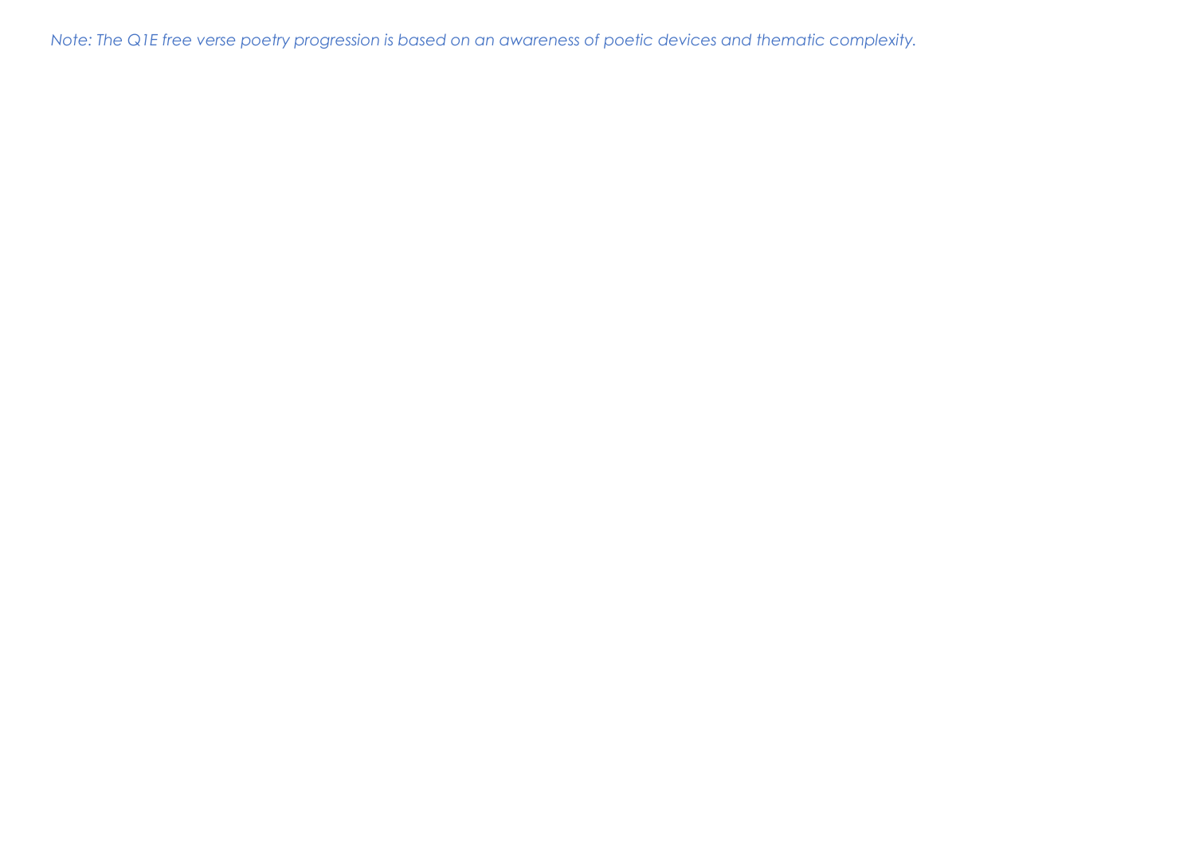*Note: The Q1E free verse poetry progression is based on an awareness of poetic devices and thematic complexity.*